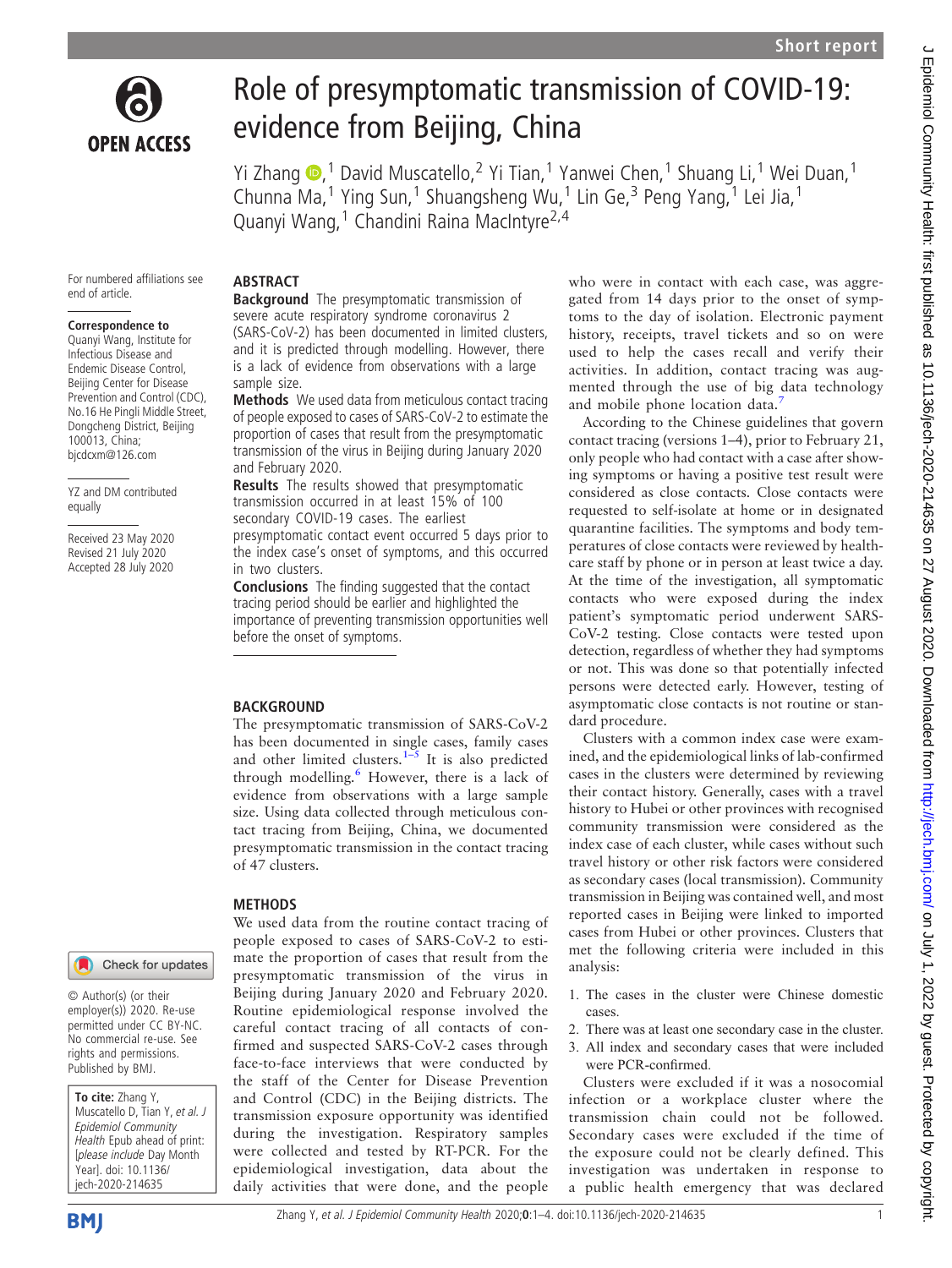Short report

# Role of presymptomatic transmission of COVID-19: evidence from Beijing, China

Yi Zhang,[1] David Muscatello,[2] Yi Tian,[1] Yanwei Chen,[1] Shuang Li,[1] Wei Duan,[1] Chunna Ma,[1] Ying Sun,[1] Shuangsheng Wu,[1] Lin Ge,[3] Peng Yang,[1] Lei Jia,[1] Quanyi Wang,[1] Chandini Raina MacIntyre[2,4]

For numbered affiliations see end of article.

**Correspondence to**
Quanyi Wang, Institute for Infectious Disease and Endemic Disease Control, Beijing Center for Disease Prevention and Control (CDC), No.16 He Pingli Middle Street, Dongcheng District, Beijing 100013, China; bjcdcxm@126.com

YZ and DM contributed equally

Received 23 May 2020
Revised 21 July 2020
Accepted 28 July 2020

© Author(s) (or their employer(s)) 2020. Re-use permitted under CC BY-NC. No commercial re-use. See rights and permissions. Published by BMJ.

**To cite:** Zhang Y, Muscatello D, Tian Y, *et al*. *J Epidemiol Community Health* Epub ahead of print: [*please include* Day Month Year]. doi: 10.1136/jech-2020-214635

## ABSTRACT

**Background** The presymptomatic transmission of severe acute respiratory syndrome coronavirus 2 (SARS-CoV-2) has been documented in limited clusters, and it is predicted through modelling. However, there is a lack of evidence from observations with a large sample size.

**Methods** We used data from meticulous contact tracing of people exposed to cases of SARS-CoV-2 to estimate the proportion of cases that result from the presymptomatic transmission of the virus in Beijing during January 2020 and February 2020.

**Results** The results showed that presymptomatic transmission occurred in at least 15% of 100 secondary COVID-19 cases. The earliest presymptomatic contact event occurred 5 days prior to the index case's onset of symptoms, and this occurred in two clusters.

**Conclusions** The finding suggested that the contact tracing period should be earlier and highlighted the importance of preventing transmission opportunities well before the onset of symptoms.

## BACKGROUND

The presymptomatic transmission of SARS-CoV-2 has been documented in single cases, family cases and other limited clusters.[1–5] It is also predicted through modelling.[6] However, there is a lack of evidence from observations with a large sample size. Using data collected through meticulous contact tracing from Beijing, China, we documented presymptomatic transmission in the contact tracing of 47 clusters.

## METHODS

We used data from the routine contact tracing of people exposed to cases of SARS-CoV-2 to estimate the proportion of cases that result from the presymptomatic transmission of the virus in Beijing during January 2020 and February 2020. Routine epidemiological response involved the careful contact tracing of all contacts of confirmed and suspected SARS-CoV-2 cases through face-to-face interviews that were conducted by the staff of the Center for Disease Prevention and Control (CDC) in the Beijing districts. The transmission exposure opportunity was identified during the investigation. Respiratory samples were collected and tested by RT-PCR. For the epidemiological investigation, data about the daily activities that were done, and the people who were in contact with each case, was aggregated from 14 days prior to the onset of symptoms to the day of isolation. Electronic payment history, receipts, travel tickets and so on were used to help the cases recall and verify their activities. In addition, contact tracing was augmented through the use of big data technology and mobile phone location data.[7]

According to the Chinese guidelines that govern contact tracing (versions 1–4), prior to February 21, only people who had contact with a case after showing symptoms or having a positive test result were considered as close contacts. Close contacts were requested to self-isolate at home or in designated quarantine facilities. The symptoms and body temperatures of close contacts were reviewed by healthcare staff by phone or in person at least twice a day. At the time of the investigation, all symptomatic contacts who were exposed during the index patient's symptomatic period underwent SARS-CoV-2 testing. Close contacts were tested upon detection, regardless of whether they had symptoms or not. This was done so that potentially infected persons were detected early. However, testing of asymptomatic close contacts is not routine or standard procedure.

Clusters with a common index case were examined, and the epidemiological links of lab-confirmed cases in the clusters were determined by reviewing their contact history. Generally, cases with a travel history to Hubei or other provinces with recognised community transmission were considered as the index case of each cluster, while cases without such travel history or other risk factors were considered as secondary cases (local transmission). Community transmission in Beijing was contained well, and most reported cases in Beijing were linked to imported cases from Hubei or other provinces. Clusters that met the following criteria were included in this analysis:

1. The cases in the cluster were Chinese domestic cases.
2. There was at least one secondary case in the cluster.
3. All index and secondary cases that were included were PCR-confirmed.

Clusters were excluded if it was a nosocomial infection or a workplace cluster where the transmission chain could not be followed. Secondary cases were excluded if the time of the exposure could not be clearly defined. This investigation was undertaken in response to a public health emergency that was declared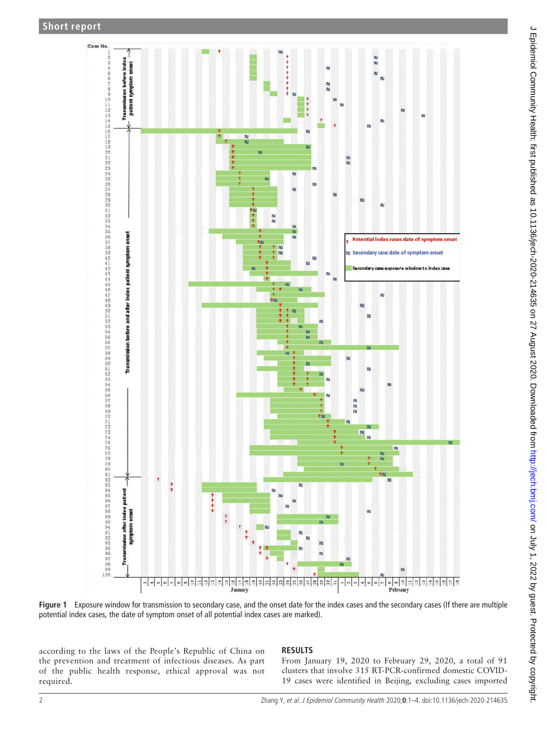**Figure 1** Exposure window for transmission to secondary case, and the onset date for the index cases and the secondary cases (If there are multiple potential index cases, the date of symptom onset of all potential index cases are marked).

according to the laws of the People's Republic of China on the prevention and treatment of infectious diseases. As part of the public health response, ethical approval was not required.

## RESULTS

From January 19, 2020 to February 29, 2020, a total of 91 clusters that involve 315 RT-PCR-confirmed domestic COVID-19 cases were identified in Beijing, excluding cases imported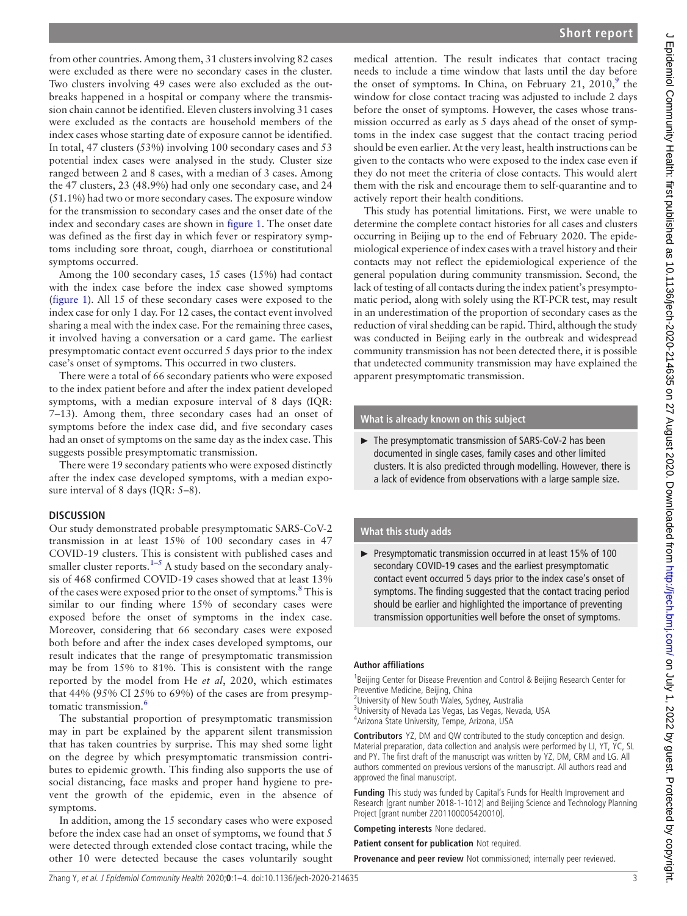from other countries. Among them, 31 clusters involving 82 cases were excluded as there were no secondary cases in the cluster. Two clusters involving 49 cases were also excluded as the outbreaks happened in a hospital or company where the transmission chain cannot be identified. Eleven clusters involving 31 cases were excluded as the contacts are household members of the index cases whose starting date of exposure cannot be identified. In total, 47 clusters (53%) involving 100 secondary cases and 53 potential index cases were analysed in the study. Cluster size ranged between 2 and 8 cases, with a median of 3 cases. Among the 47 clusters, 23 (48.9%) had only one secondary case, and 24 (51.1%) had two or more secondary cases. The exposure window for the transmission to secondary cases and the onset date of the index and secondary cases are shown in figure 1. The onset date was defined as the first day in which fever or respiratory symptoms including sore throat, cough, diarrhoea or constitutional symptoms occurred.

Among the 100 secondary cases, 15 cases (15%) had contact with the index case before the index case showed symptoms (figure 1). All 15 of these secondary cases were exposed to the index case for only 1 day. For 12 cases, the contact event involved sharing a meal with the index case. For the remaining three cases, it involved having a conversation or a card game. The earliest presymptomatic contact event occurred 5 days prior to the index case's onset of symptoms. This occurred in two clusters.

There were a total of 66 secondary patients who were exposed to the index patient before and after the index patient developed symptoms, with a median exposure interval of 8 days (IQR: 7–13). Among them, three secondary cases had an onset of symptoms before the index case did, and five secondary cases had an onset of symptoms on the same day as the index case. This suggests possible presymptomatic transmission.

There were 19 secondary patients who were exposed distinctly after the index case developed symptoms, with a median exposure interval of 8 days (IQR: 5–8).

## DISCUSSION

Our study demonstrated probable presymptomatic SARS-CoV-2 transmission in at least 15% of 100 secondary cases in 47 COVID-19 clusters. This is consistent with published cases and smaller cluster reports.[1–5] A study based on the secondary analysis of 468 confirmed COVID-19 cases showed that at least 13% of the cases were exposed prior to the onset of symptoms.[8] This is similar to our finding where 15% of secondary cases were exposed before the onset of symptoms in the index case. Moreover, considering that 66 secondary cases were exposed both before and after the index cases developed symptoms, our result indicates that the range of presymptomatic transmission may be from 15% to 81%. This is consistent with the range reported by the model from He *et al*, 2020, which estimates that 44% (95% CI 25% to 69%) of the cases are from presymptomatic transmission.[6]

The substantial proportion of presymptomatic transmission may in part be explained by the apparent silent transmission that has taken countries by surprise. This may shed some light on the degree by which presymptomatic transmission contributes to epidemic growth. This finding also supports the use of social distancing, face masks and proper hand hygiene to prevent the growth of the epidemic, even in the absence of symptoms.

In addition, among the 15 secondary cases who were exposed before the index case had an onset of symptoms, we found that 5 were detected through extended close contact tracing, while the other 10 were detected because the cases voluntarily sought medical attention. The result indicates that contact tracing needs to include a time window that lasts until the day before the onset of symptoms. In China, on February 21, 2010,[9] the window for close contact tracing was adjusted to include 2 days before the onset of symptoms. However, the cases whose transmission occurred as early as 5 days ahead of the onset of symptoms in the index case suggest that the contact tracing period should be even earlier. At the very least, health instructions can be given to the contacts who were exposed to the index case even if they do not meet the criteria of close contacts. This would alert them with the risk and encourage them to self-quarantine and to actively report their health conditions.

This study has potential limitations. First, we were unable to determine the complete contact histories for all cases and clusters occurring in Beijing up to the end of February 2020. The epidemiological experience of index cases with a travel history and their contacts may not reflect the epidemiological experience of the general population during community transmission. Second, the lack of testing of all contacts during the index patient's presymptomatic period, along with solely using the RT-PCR test, may result in an underestimation of the proportion of secondary cases as the reduction of viral shedding can be rapid. Third, although the study was conducted in Beijing early in the outbreak and widespread community transmission has not been detected there, it is possible that undetected community transmission may have explained the apparent presymptomatic transmission.

### What is already known on this subject

- The presymptomatic transmission of SARS-CoV-2 has been documented in single cases, family cases and other limited clusters. It is also predicted through modelling. However, there is a lack of evidence from observations with a large sample size.

### What this study adds

- Presymptomatic transmission occurred in at least 15% of 100 secondary COVID-19 cases and the earliest presymptomatic contact event occurred 5 days prior to the index case's onset of symptoms. The finding suggested that the contact tracing period should be earlier and highlighted the importance of preventing transmission opportunities well before the onset of symptoms.

**Author affiliations**

[1]Beijing Center for Disease Prevention and Control & Beijing Research Center for Preventive Medicine, Beijing, China
[2]University of New South Wales, Sydney, Australia
[3]University of Nevada Las Vegas, Las Vegas, Nevada, USA
[4]Arizona State University, Tempe, Arizona, USA

**Contributors** YZ, DM and QW contributed to the study conception and design. Material preparation, data collection and analysis were performed by LJ, YT, YC, SL and PY. The first draft of the manuscript was written by YZ, DM, CRM and LG. All authors commented on previous versions of the manuscript. All authors read and approved the final manuscript.

**Funding** This study was funded by Capital's Funds for Health Improvement and Research [grant number 2018-1-1012] and Beijing Science and Technology Planning Project [grant number Z201100005420010].

**Competing interests** None declared.

**Patient consent for publication** Not required.

**Provenance and peer review** Not commissioned; internally peer reviewed.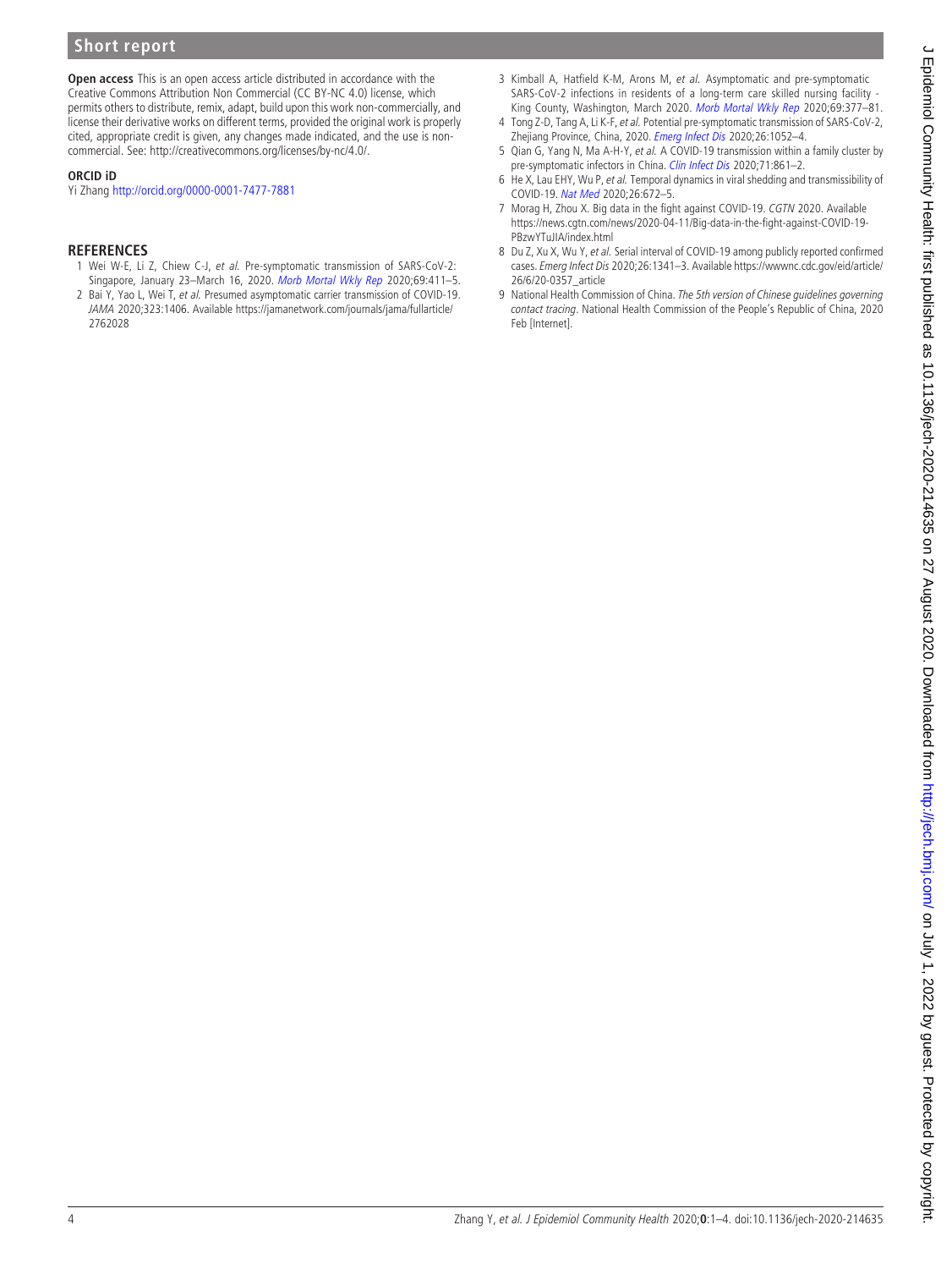**Open access** This is an open access article distributed in accordance with the Creative Commons Attribution Non Commercial (CC BY-NC 4.0) license, which permits others to distribute, remix, adapt, build upon this work non-commercially, and license their derivative works on different terms, provided the original work is properly cited, appropriate credit is given, any changes made indicated, and the use is non-commercial. See: http://creativecommons.org/licenses/by-nc/4.0/.

**ORCID iD**

Yi Zhang http://orcid.org/0000-0001-7477-7881

## REFERENCES

1. Wei W-E, Li Z, Chiew C-J, *et al.* Pre-symptomatic transmission of SARS-CoV-2: Singapore, January 23–March 16, 2020. *Morb Mortal Wkly Rep* 2020;69:411–5.
2. Bai Y, Yao L, Wei T, *et al.* Presumed asymptomatic carrier transmission of COVID-19. *JAMA* 2020;323:1406. Available https://jamanetwork.com/journals/jama/fullarticle/2762028
3. Kimball A, Hatfield K-M, Arons M, *et al.* Asymptomatic and pre-symptomatic SARS-CoV-2 infections in residents of a long-term care skilled nursing facility - King County, Washington, March 2020. *Morb Mortal Wkly Rep* 2020;69:377–81.
4. Tong Z-D, Tang A, Li K-F, *et al.* Potential pre-symptomatic transmission of SARS-CoV-2, Zhejiang Province, China, 2020. *Emerg Infect Dis* 2020;26:1052–4.
5. Qian G, Yang N, Ma A-H-Y, *et al.* A COVID-19 transmission within a family cluster by pre-symptomatic infectors in China. *Clin Infect Dis* 2020;71:861–2.
6. He X, Lau EHY, Wu P, *et al.* Temporal dynamics in viral shedding and transmissibility of COVID-19. *Nat Med* 2020;26:672–5.
7. Morag H, Zhou X. Big data in the fight against COVID-19. *CGTN* 2020. Available https://news.cgtn.com/news/2020-04-11/Big-data-in-the-fight-against-COVID-19-PBzwYTuJIA/index.html
8. Du Z, Xu X, Wu Y, *et al.* Serial interval of COVID-19 among publicly reported confirmed cases. *Emerg Infect Dis* 2020;26:1341–3. Available https://wwwnc.cdc.gov/eid/article/26/6/20-0357_article
9. National Health Commission of China. *The 5th version of Chinese guidelines governing contact tracing*. National Health Commission of the People's Republic of China, 2020 Feb [Internet].